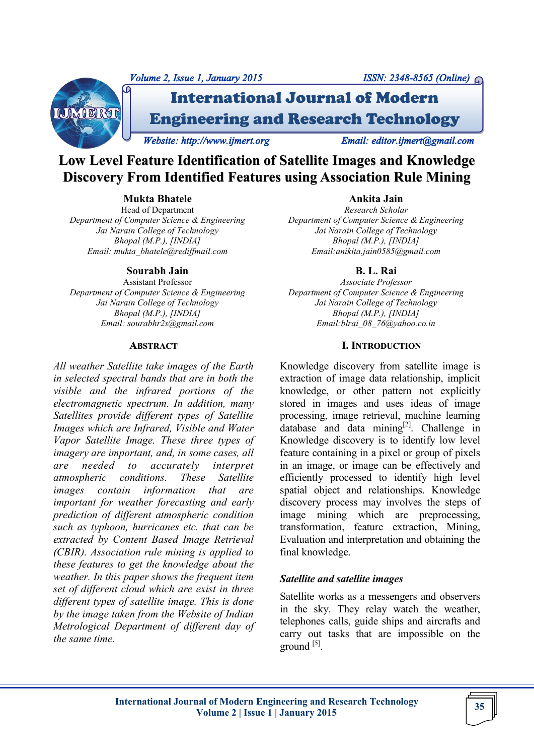# Low Level Feature Identification of Satellite Images and Knowledge Discovery From Identified Features using Association Rule Mining

**Mukta Bhatele**
Head of Department
*Department of Computer Science & Engineering*
*Jai Narain College of Technology*
*Bhopal (M.P.), [INDIA]*
*Email: mukta_bhatele@rediffmail.com*

**Ankita Jain**
*Research Scholar*
*Department of Computer Science & Engineering*
*Jai Narain College of Technology*
*Bhopal (M.P.), [INDIA]*
*Email:anikita.jain0585@gmail.com*

**Sourabh Jain**
Assistant Professor
*Department of Computer Science & Engineering*
*Jai Narain College of Technology*
*Bhopal (M.P.), [INDIA]*
*Email: sourabhr2s@gmail.com*

**B. L. Rai**
*Associate Professor*
*Department of Computer Science & Engineering*
*Jai Narain College of Technology*
*Bhopal (M.P.), [INDIA]*
*Email:blrai_08_76@yahoo.co.in*

## ABSTRACT

*All weather Satellite take images of the Earth in selected spectral bands that are in both the visible and the infrared portions of the electromagnetic spectrum. In addition, many Satellites provide different types of Satellite Images which are Infrared, Visible and Water Vapor Satellite Image. These three types of imagery are important, and, in some cases, all are needed to accurately interpret atmospheric conditions. These Satellite images contain information that are important for weather forecasting and early prediction of different atmospheric condition such as typhoon, hurricanes etc. that can be extracted by Content Based Image Retrieval (CBIR). Association rule mining is applied to these features to get the knowledge about the weather. In this paper shows the frequent item set of different cloud which are exist in three different types of satellite image. This is done by the image taken from the Website of Indian Metrological Department of different day of the same time.*

## I. INTRODUCTION

Knowledge discovery from satellite image is extraction of image data relationship, implicit knowledge, or other pattern not explicitly stored in images and uses ideas of image processing, image retrieval, machine learning database and data mining[2]. Challenge in Knowledge discovery is to identify low level feature containing in a pixel or group of pixels in an image, or image can be effectively and efficiently processed to identify high level spatial object and relationships. Knowledge discovery process may involves the steps of image mining which are preprocessing, transformation, feature extraction, Mining, Evaluation and interpretation and obtaining the final knowledge.

### *Satellite and satellite images*

Satellite works as a messengers and observers in the sky. They relay watch the weather, telephones calls, guide ships and aircrafts and carry out tasks that are impossible on the ground [5].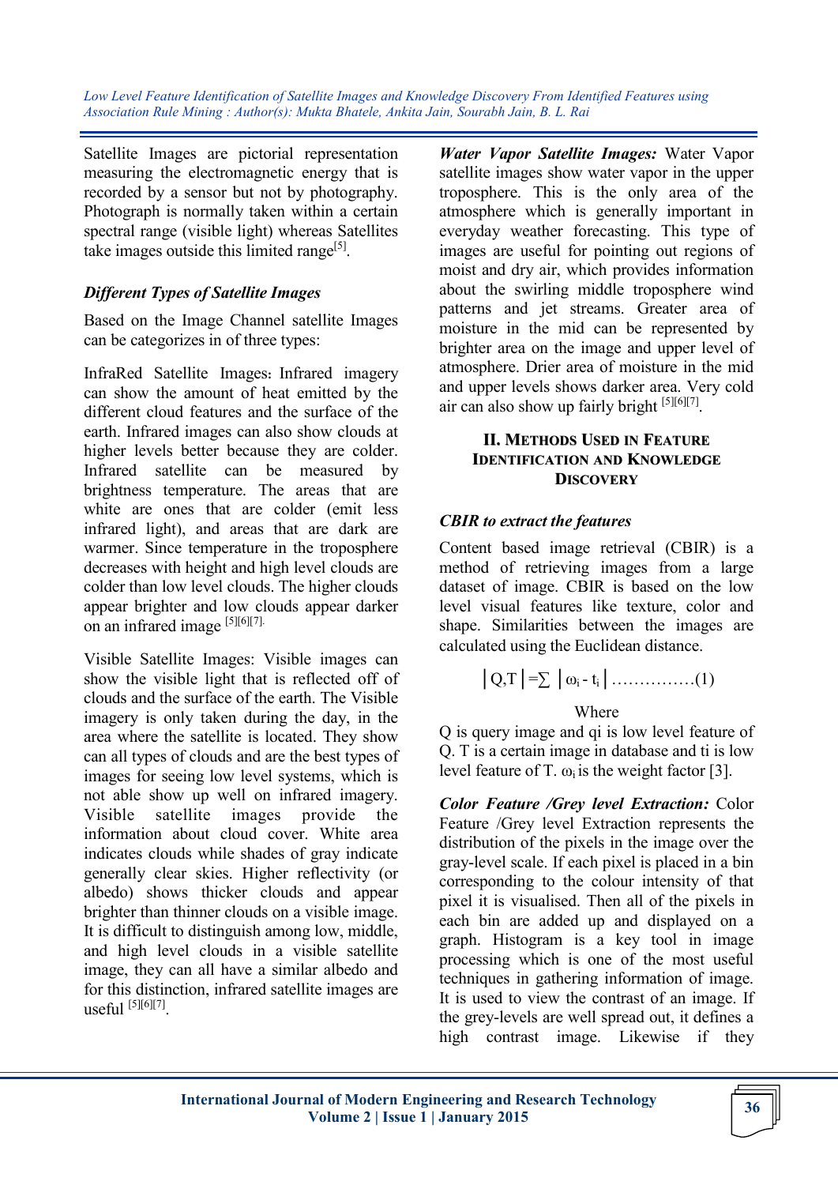Satellite Images are pictorial representation measuring the electromagnetic energy that is recorded by a sensor but not by photography. Photograph is normally taken within a certain spectral range (visible light) whereas Satellites take images outside this limited range[5].

### *Different Types of Satellite Images*

Based on the Image Channel satellite Images can be categorizes in of three types:

InfraRed Satellite Images: Infrared imagery can show the amount of heat emitted by the different cloud features and the surface of the earth. Infrared images can also show clouds at higher levels better because they are colder. Infrared satellite can be measured by brightness temperature. The areas that are white are ones that are colder (emit less infrared light), and areas that are dark are warmer. Since temperature in the troposphere decreases with height and high level clouds are colder than low level clouds. The higher clouds appear brighter and low clouds appear darker on an infrared image [5][6][7].

Visible Satellite Images: Visible images can show the visible light that is reflected off of clouds and the surface of the earth. The Visible imagery is only taken during the day, in the area where the satellite is located. They show can all types of clouds and are the best types of images for seeing low level systems, which is not able show up well on infrared imagery. Visible satellite images provide the information about cloud cover. White area indicates clouds while shades of gray indicate generally clear skies. Higher reflectivity (or albedo) shows thicker clouds and appear brighter than thinner clouds on a visible image. It is difficult to distinguish among low, middle, and high level clouds in a visible satellite image, they can all have a similar albedo and for this distinction, infrared satellite images are useful [5][6][7].

***Water Vapor Satellite Images:*** Water Vapor satellite images show water vapor in the upper troposphere. This is the only area of the atmosphere which is generally important in everyday weather forecasting. This type of images are useful for pointing out regions of moist and dry air, which provides information about the swirling middle troposphere wind patterns and jet streams. Greater area of moisture in the mid can be represented by brighter area on the image and upper level of atmosphere. Drier area of moisture in the mid and upper levels shows darker area. Very cold air can also show up fairly bright [5][6][7].

## II. Methods Used in Feature Identification and Knowledge Discovery

### *CBIR to extract the features*

Content based image retrieval (CBIR) is a method of retrieving images from a large dataset of image. CBIR is based on the low level visual features like texture, color and shape. Similarities between the images are calculated using the Euclidean distance.

$$|Q,T| = \sum |\omega_i - t_i| \ldots\ldots\ldots\ldots\ldots(1)$$

Where

Q is query image and qi is low level feature of Q. T is a certain image in database and ti is low level feature of T. $\omega_i$ is the weight factor [3].

***Color Feature /Grey level Extraction:*** Color Feature /Grey level Extraction represents the distribution of the pixels in the image over the gray-level scale. If each pixel is placed in a bin corresponding to the colour intensity of that pixel it is visualised. Then all of the pixels in each bin are added up and displayed on a graph. Histogram is a key tool in image processing which is one of the most useful techniques in gathering information of image. It is used to view the contrast of an image. If the grey-levels are well spread out, it defines a high contrast image. Likewise if they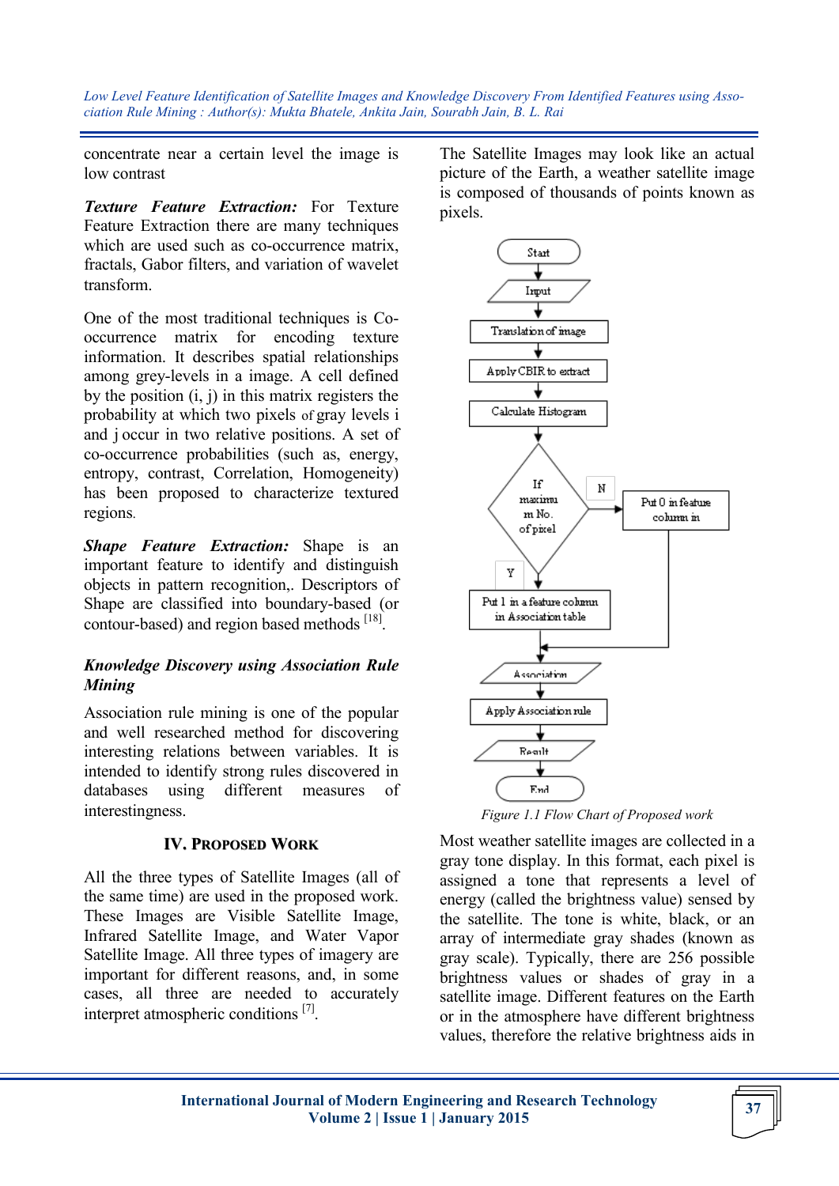concentrate near a certain level the image is low contrast

***Texture Feature Extraction:*** For Texture Feature Extraction there are many techniques which are used such as co-occurrence matrix, fractals, Gabor filters, and variation of wavelet transform.

One of the most traditional techniques is Co-occurrence matrix for encoding texture information. It describes spatial relationships among grey-levels in a image. A cell defined by the position (i, j) in this matrix registers the probability at which two pixels of gray levels i and j occur in two relative positions. A set of co-occurrence probabilities (such as, energy, entropy, contrast, Correlation, Homogeneity) has been proposed to characterize textured regions.

***Shape Feature Extraction:*** Shape is an important feature to identify and distinguish objects in pattern recognition,. Descriptors of Shape are classified into boundary-based (or contour-based) and region based methods [18].

### *Knowledge Discovery using Association Rule Mining*

Association rule mining is one of the popular and well researched method for discovering interesting relations between variables. It is intended to identify strong rules discovered in databases using different measures of interestingness.

## IV. Proposed Work

All the three types of Satellite Images (all of the same time) are used in the proposed work. These Images are Visible Satellite Image, Infrared Satellite Image, and Water Vapor Satellite Image. All three types of imagery are important for different reasons, and, in some cases, all three are needed to accurately interpret atmospheric conditions [7].

The Satellite Images may look like an actual picture of the Earth, a weather satellite image is composed of thousands of points known as pixels.

Start → Input → Translation of image → Apply CBIR to extract → Calculate Histogram → If maximum No. of pixel (N: Put 0 in feature column in; Y: Put 1 in a feature column in Association table) → Association → Apply Association rule → Result → End

*Figure 1.1 Flow Chart of Proposed work*

Most weather satellite images are collected in a gray tone display. In this format, each pixel is assigned a tone that represents a level of energy (called the brightness value) sensed by the satellite. The tone is white, black, or an array of intermediate gray shades (known as gray scale). Typically, there are 256 possible brightness values or shades of gray in a satellite image. Different features on the Earth or in the atmosphere have different brightness values, therefore the relative brightness aids in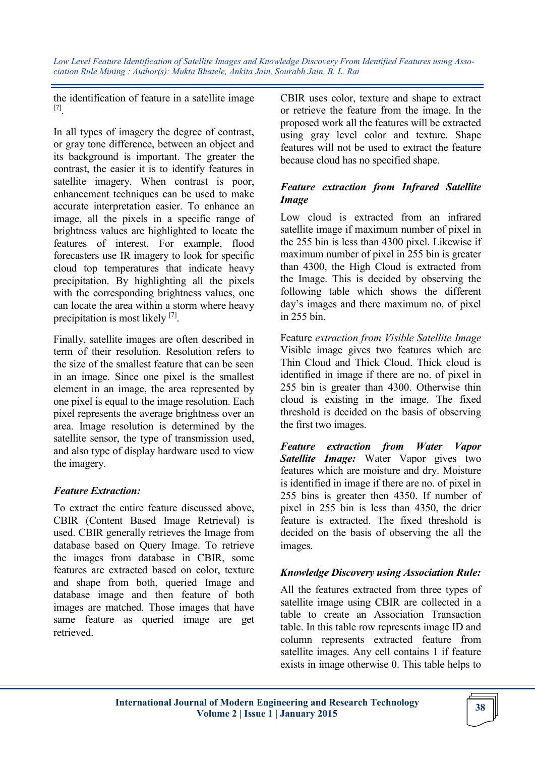the identification of feature in a satellite image [7].

In all types of imagery the degree of contrast, or gray tone difference, between an object and its background is important. The greater the contrast, the easier it is to identify features in satellite imagery. When contrast is poor, enhancement techniques can be used to make accurate interpretation easier. To enhance an image, all the pixels in a specific range of brightness values are highlighted to locate the features of interest. For example, flood forecasters use IR imagery to look for specific cloud top temperatures that indicate heavy precipitation. By highlighting all the pixels with the corresponding brightness values, one can locate the area within a storm where heavy precipitation is most likely [7].

Finally, satellite images are often described in term of their resolution. Resolution refers to the size of the smallest feature that can be seen in an image. Since one pixel is the smallest element in an image, the area represented by one pixel is equal to the image resolution. Each pixel represents the average brightness over an area. Image resolution is determined by the satellite sensor, the type of transmission used, and also type of display hardware used to view the imagery.

### *Feature Extraction:*

To extract the entire feature discussed above, CBIR (Content Based Image Retrieval) is used. CBIR generally retrieves the Image from database based on Query Image. To retrieve the images from database in CBIR, some features are extracted based on color, texture and shape from both, queried Image and database image and then feature of both images are matched. Those images that have same feature as queried image are get retrieved.

CBIR uses color, texture and shape to extract or retrieve the feature from the image. In the proposed work all the features will be extracted using gray level color and texture. Shape features will not be used to extract the feature because cloud has no specified shape.

### *Feature extraction from Infrared Satellite Image*

Low cloud is extracted from an infrared satellite image if maximum number of pixel in the 255 bin is less than 4300 pixel. Likewise if maximum number of pixel in 255 bin is greater than 4300, the High Cloud is extracted from the Image. This is decided by observing the following table which shows the different day's images and there maximum no. of pixel in 255 bin.

Feature *extraction from Visible Satellite Image* Visible image gives two features which are Thin Cloud and Thick Cloud. Thick cloud is identified in image if there are no. of pixel in 255 bin is greater than 4300. Otherwise thin cloud is existing in the image. The fixed threshold is decided on the basis of observing the first two images.

***Feature extraction from Water Vapor Satellite Image:*** Water Vapor gives two features which are moisture and dry. Moisture is identified in image if there are no. of pixel in 255 bins is greater then 4350. If number of pixel in 255 bin is less than 4350, the drier feature is extracted. The fixed threshold is decided on the basis of observing the all the images.

### *Knowledge Discovery using Association Rule:*

All the features extracted from three types of satellite image using CBIR are collected in a table to create an Association Transaction table. In this table row represents image ID and column represents extracted feature from satellite images. Any cell contains 1 if feature exists in image otherwise 0. This table helps to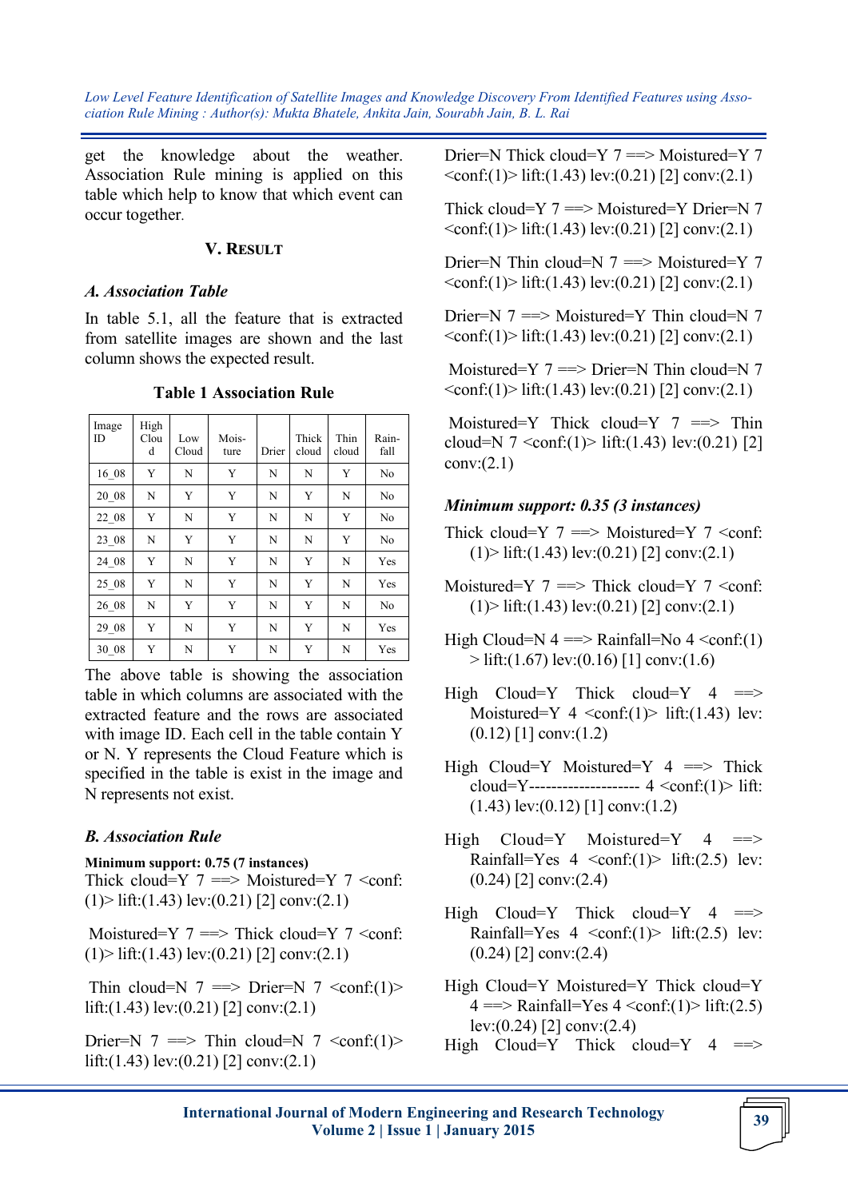get the knowledge about the weather. Association Rule mining is applied on this table which help to know that which event can occur together.

## V. RESULT

### A. Association Table

In table 5.1, all the feature that is extracted from satellite images are shown and the last column shows the expected result.

**Table 1 Association Rule**

| Image ID | High Cloud | Low Cloud | Mois-ture | Drier | Thick cloud | Thin cloud | Rain-fall |
|---|---|---|---|---|---|---|---|
| 16_08 | Y | N | Y | N | N | Y | No |
| 20_08 | N | Y | Y | N | Y | N | No |
| 22_08 | Y | N | Y | N | N | Y | No |
| 23_08 | N | Y | Y | N | N | Y | No |
| 24_08 | Y | N | Y | N | Y | N | Yes |
| 25_08 | Y | N | Y | N | Y | N | Yes |
| 26_08 | N | Y | Y | N | Y | N | No |
| 29_08 | Y | N | Y | N | Y | N | Yes |
| 30_08 | Y | N | Y | N | Y | N | Yes |

The above table is showing the association table in which columns are associated with the extracted feature and the rows are associated with image ID. Each cell in the table contain Y or N. Y represents the Cloud Feature which is specified in the table is exist in the image and N represents not exist.

### B. Association Rule

**Minimum support: 0.75 (7 instances)**

Thick cloud=Y 7 ==> Moistured=Y 7 <conf:(1)> lift:(1.43) lev:(0.21) [2] conv:(2.1)

Moistured=Y 7 ==> Thick cloud=Y 7 <conf:(1)> lift:(1.43) lev:(0.21) [2] conv:(2.1)

Thin cloud=N 7 ==> Drier=N 7 <conf:(1)> lift:(1.43) lev:(0.21) [2] conv:(2.1)

Drier=N 7 ==> Thin cloud=N 7 <conf:(1)> lift:(1.43) lev:(0.21) [2] conv:(2.1)

Drier=N Thick cloud=Y 7 ==> Moistured=Y 7 <conf:(1)> lift:(1.43) lev:(0.21) [2] conv:(2.1)

Thick cloud=Y 7 ==> Moistured=Y Drier=N 7 <conf:(1)> lift:(1.43) lev:(0.21) [2] conv:(2.1)

Drier=N Thin cloud=N 7 ==> Moistured=Y 7 <conf:(1)> lift:(1.43) lev:(0.21) [2] conv:(2.1)

Drier=N 7 ==> Moistured=Y Thin cloud=N 7 <conf:(1)> lift:(1.43) lev:(0.21) [2] conv:(2.1)

Moistured=Y 7 ==> Drier=N Thin cloud=N 7 <conf:(1)> lift:(1.43) lev:(0.21) [2] conv:(2.1)

Moistured=Y Thick cloud=Y 7 ==> Thin cloud=N 7 <conf:(1)> lift:(1.43) lev:(0.21) [2] conv:(2.1)

***Minimum support: 0.35 (3 instances)***

Thick cloud=Y 7 ==> Moistured=Y 7 <conf:(1)> lift:(1.43) lev:(0.21) [2] conv:(2.1)

Moistured=Y 7 ==> Thick cloud=Y 7 <conf:(1)> lift:(1.43) lev:(0.21) [2] conv:(2.1)

High Cloud=N 4 ==> Rainfall=No 4 <conf:(1)> lift:(1.67) lev:(0.16) [1] conv:(1.6)

High Cloud=Y Thick cloud=Y 4 ==> Moistured=Y 4 <conf:(1)> lift:(1.43) lev:(0.12) [1] conv:(1.2)

High Cloud=Y Moistured=Y 4 ==> Thick cloud=Y-------------------- 4 <conf:(1)> lift:(1.43) lev:(0.12) [1] conv:(1.2)

High Cloud=Y Moistured=Y 4 ==> Rainfall=Yes 4 <conf:(1)> lift:(2.5) lev:(0.24) [2] conv:(2.4)

High Cloud=Y Thick cloud=Y 4 ==> Rainfall=Yes 4 <conf:(1)> lift:(2.5) lev:(0.24) [2] conv:(2.4)

High Cloud=Y Moistured=Y Thick cloud=Y 4 ==> Rainfall=Yes 4 <conf:(1)> lift:(2.5) lev:(0.24) [2] conv:(2.4)

High Cloud=Y Thick cloud=Y 4 ==>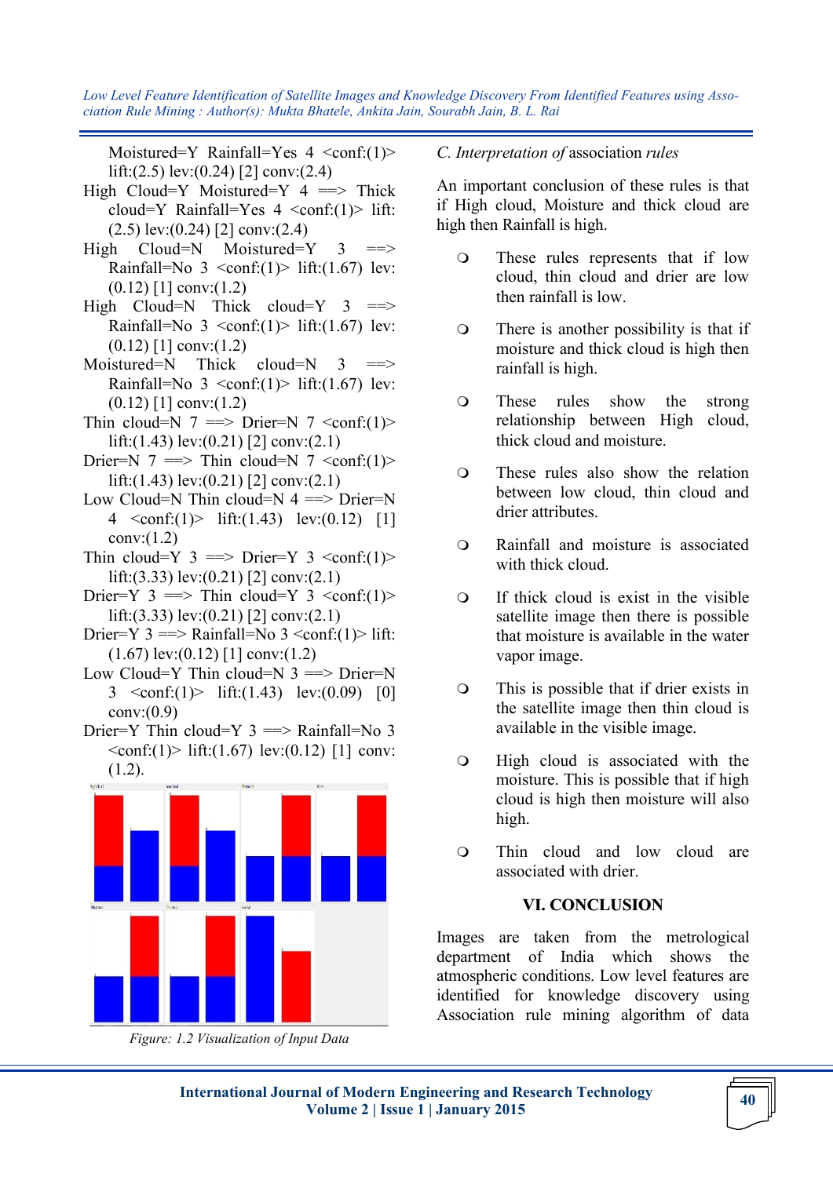Moistured=Y Rainfall=Yes 4 <conf:(1)> lift:(2.5) lev:(0.24) [2] conv:(2.4)

High Cloud=Y Moistured=Y 4 ==> Thick cloud=Y Rainfall=Yes 4 <conf:(1)> lift:(2.5) lev:(0.24) [2] conv:(2.4)

High Cloud=N Moistured=Y 3 ==> Rainfall=No 3 <conf:(1)> lift:(1.67) lev:(0.12) [1] conv:(1.2)

High Cloud=N Thick cloud=Y 3 ==> Rainfall=No 3 <conf:(1)> lift:(1.67) lev:(0.12) [1] conv:(1.2)

Moistured=N Thick cloud=N 3 ==> Rainfall=No 3 <conf:(1)> lift:(1.67) lev:(0.12) [1] conv:(1.2)

Thin cloud=N 7 ==> Drier=N 7 <conf:(1)> lift:(1.43) lev:(0.21) [2] conv:(2.1)

Drier=N 7 ==> Thin cloud=N 7 <conf:(1)> lift:(1.43) lev:(0.21) [2] conv:(2.1)

Low Cloud=N Thin cloud=N 4 ==> Drier=N 4 <conf:(1)> lift:(1.43) lev:(0.12) [1] conv:(1.2)

Thin cloud=Y 3 ==> Drier=Y 3 <conf:(1)> lift:(3.33) lev:(0.21) [2] conv:(2.1)

Drier=Y 3 ==> Thin cloud=Y 3 <conf:(1)> lift:(3.33) lev:(0.21) [2] conv:(2.1)

Drier=Y 3 ==> Rainfall=No 3 <conf:(1)> lift:(1.67) lev:(0.12) [1] conv:(1.2)

Low Cloud=Y Thin cloud=N 3 ==> Drier=N 3 <conf:(1)> lift:(1.43) lev:(0.09) [0] conv:(0.9)

Drier=Y Thin cloud=Y 3 ==> Rainfall=No 3 <conf:(1)> lift:(1.67) lev:(0.12) [1] conv:(1.2).

*Figure: 1.2 Visualization of Input Data*

### *C. Interpretation of* association *rules*

An important conclusion of these rules is that if High cloud, Moisture and thick cloud are high then Rainfall is high.

- These rules represents that if low cloud, thin cloud and drier are low then rainfall is low.
- There is another possibility is that if moisture and thick cloud is high then rainfall is high.
- These rules show the strong relationship between High cloud, thick cloud and moisture.
- These rules also show the relation between low cloud, thin cloud and drier attributes.
- Rainfall and moisture is associated with thick cloud.
- If thick cloud is exist in the visible satellite image then there is possible that moisture is available in the water vapor image.
- This is possible that if drier exists in the satellite image then thin cloud is available in the visible image.
- High cloud is associated with the moisture. This is possible that if high cloud is high then moisture will also high.
- Thin cloud and low cloud are associated with drier.

## VI. CONCLUSION

Images are taken from the metrological department of India which shows the atmospheric conditions. Low level features are identified for knowledge discovery using Association rule mining algorithm of data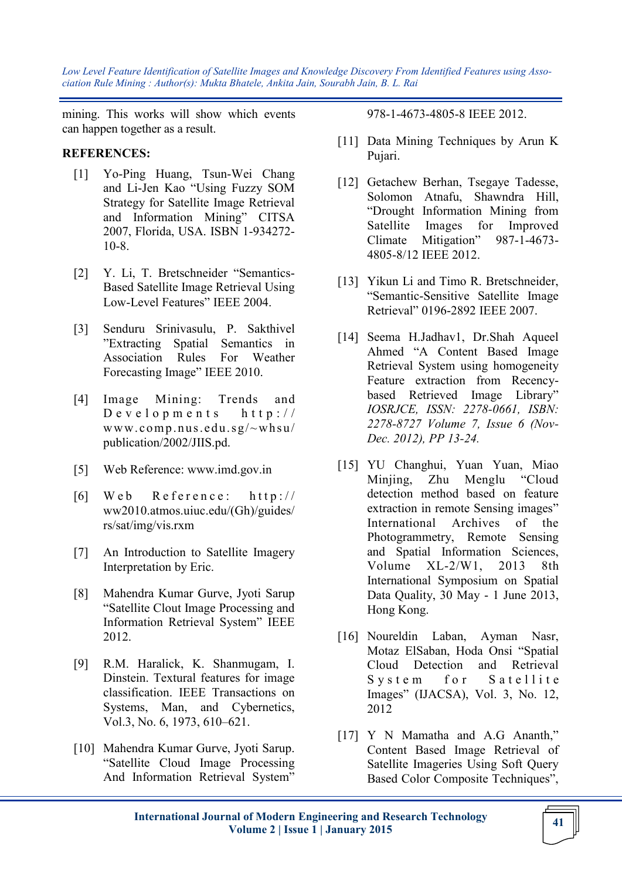mining. This works will show which events can happen together as a result.

**REFERENCES:**

[1] Yo-Ping Huang, Tsun-Wei Chang and Li-Jen Kao "Using Fuzzy SOM Strategy for Satellite Image Retrieval and Information Mining" CITSA 2007, Florida, USA. ISBN 1-934272-10-8.

[2] Y. Li, T. Bretschneider "Semantics-Based Satellite Image Retrieval Using Low-Level Features" IEEE 2004.

[3] Senduru Srinivasulu, P. Sakthivel "Extracting Spatial Semantics in Association Rules For Weather Forecasting Image" IEEE 2010.

[4] Image Mining: Trends and Developments http://www.comp.nus.edu.sg/~whsu/publication/2002/JIIS.pd.

[5] Web Reference: www.imd.gov.in

[6] Web Reference: http://ww2010.atmos.uiuc.edu/(Gh)/guides/rs/sat/img/vis.rxm

[7] An Introduction to Satellite Imagery Interpretation by Eric.

[8] Mahendra Kumar Gurve, Jyoti Sarup "Satellite Clout Image Processing and Information Retrieval System" IEEE 2012.

[9] R.M. Haralick, K. Shanmugam, I. Dinstein. Textural features for image classification. IEEE Transactions on Systems, Man, and Cybernetics, Vol.3, No. 6, 1973, 610–621.

[10] Mahendra Kumar Gurve, Jyoti Sarup. "Satellite Cloud Image Processing And Information Retrieval System" 978-1-4673-4805-8 IEEE 2012.

[11] Data Mining Techniques by Arun K Pujari.

[12] Getachew Berhan, Tsegaye Tadesse, Solomon Atnafu, Shawndra Hill, "Drought Information Mining from Satellite Images for Improved Climate Mitigation" 987-1-4673-4805-8/12 IEEE 2012.

[13] Yikun Li and Timo R. Bretschneider, "Semantic-Sensitive Satellite Image Retrieval" 0196-2892 IEEE 2007.

[14] Seema H.Jadhav1, Dr.Shah Aqueel Ahmed "A Content Based Image Retrieval System using homogeneity Feature extraction from Recency-based Retrieved Image Library" *IOSRJCE, ISSN: 2278-0661, ISBN: 2278-8727 Volume 7, Issue 6 (Nov-Dec. 2012), PP 13-24.*

[15] YU Changhui, Yuan Yuan, Miao Minjing, Zhu Menglu "Cloud detection method based on feature extraction in remote Sensing images" International Archives of the Photogrammetry, Remote Sensing and Spatial Information Sciences, Volume XL-2/W1, 2013 8th International Symposium on Spatial Data Quality, 30 May - 1 June 2013, Hong Kong.

[16] Noureldin Laban, Ayman Nasr, Motaz ElSaban, Hoda Onsi "Spatial Cloud Detection and Retrieval System for Satellite Images" (IJACSA), Vol. 3, No. 12, 2012

[17] Y N Mamatha and A.G Ananth," Content Based Image Retrieval of Satellite Imageries Using Soft Query Based Color Composite Techniques",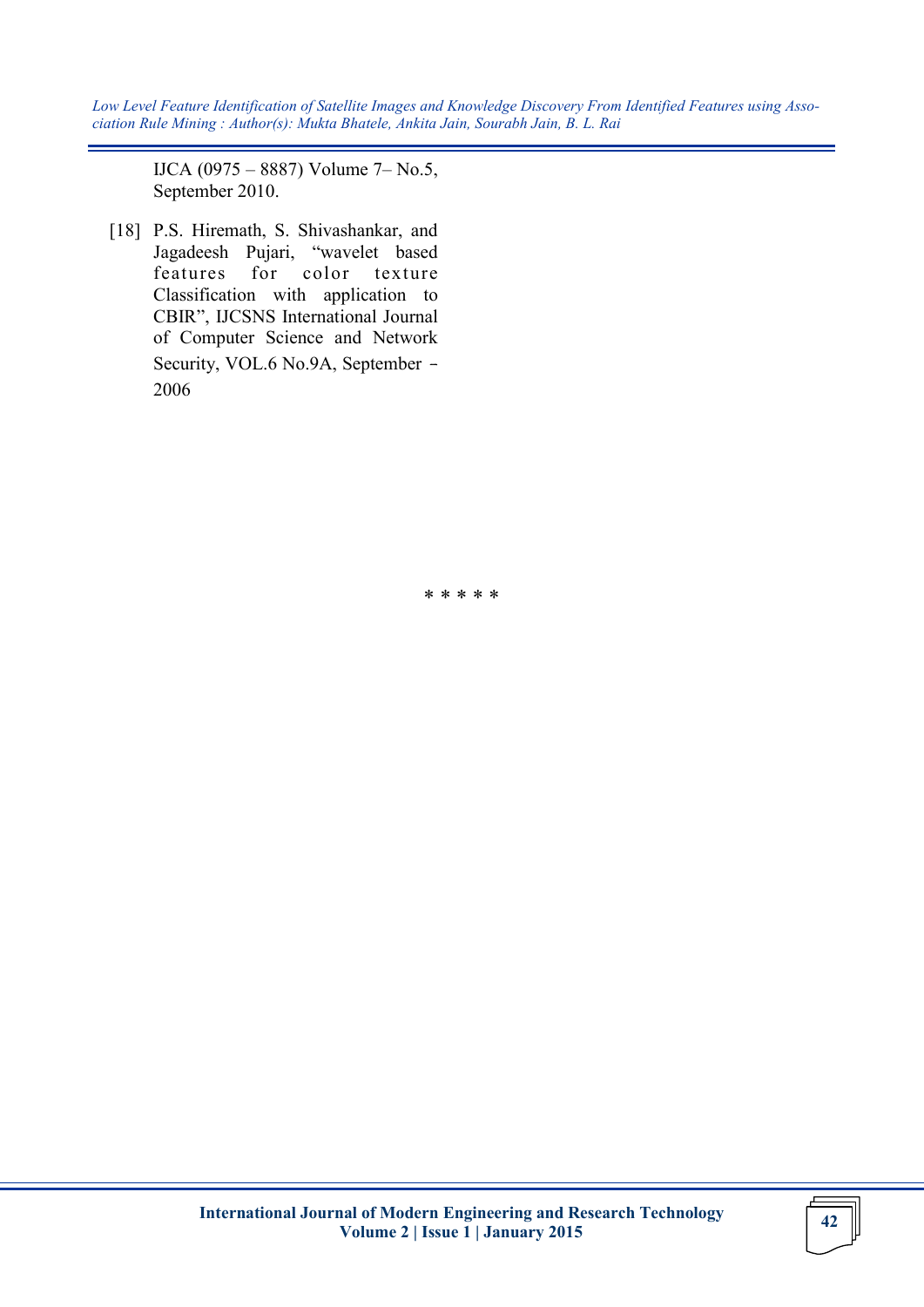IJCA (0975 – 8887) Volume 7– No.5, September 2010.

[18] P.S. Hiremath, S. Shivashankar, and Jagadeesh Pujari, "wavelet based features for color texture Classification with application to CBIR", IJCSNS International Journal of Computer Science and Network Security, VOL.6 No.9A, September - 2006

* * * * *